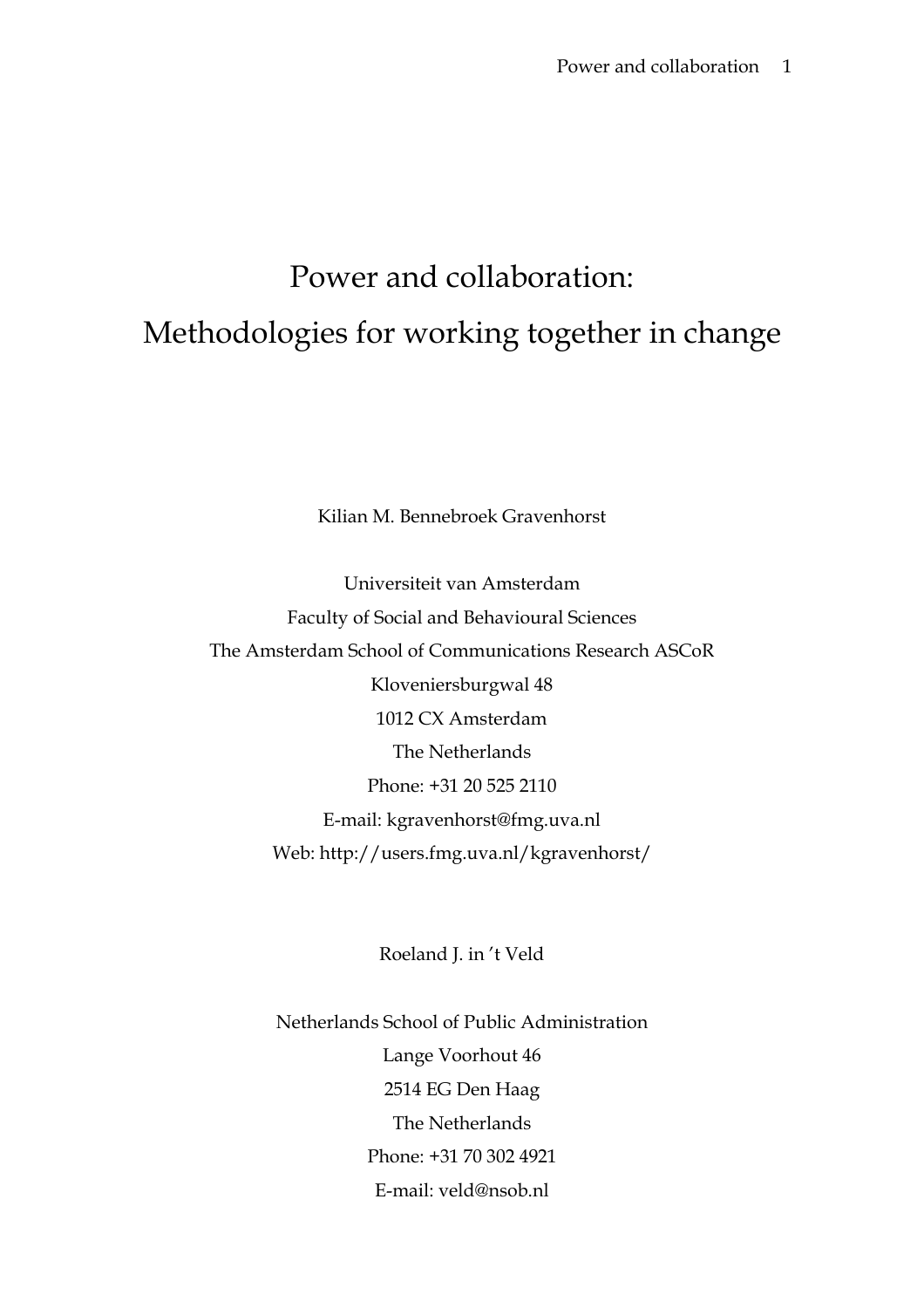# Power and collaboration: Methodologies for working together in change

Kilian M. Bennebroek Gravenhorst

Universiteit van Amsterdam
Faculty of Social and Behavioural Sciences
The Amsterdam School of Communications Research ASCoR
Kloveniersburgwal 48
1012 CX Amsterdam
The Netherlands
Phone: +31 20 525 2110
E-mail: kgravenhorst@fmg.uva.nl
Web: http://users.fmg.uva.nl/kgravenhorst/

Roeland J. in 't Veld

Netherlands School of Public Administration
Lange Voorhout 46
2514 EG Den Haag
The Netherlands
Phone: +31 70 302 4921
E-mail: veld@nsob.nl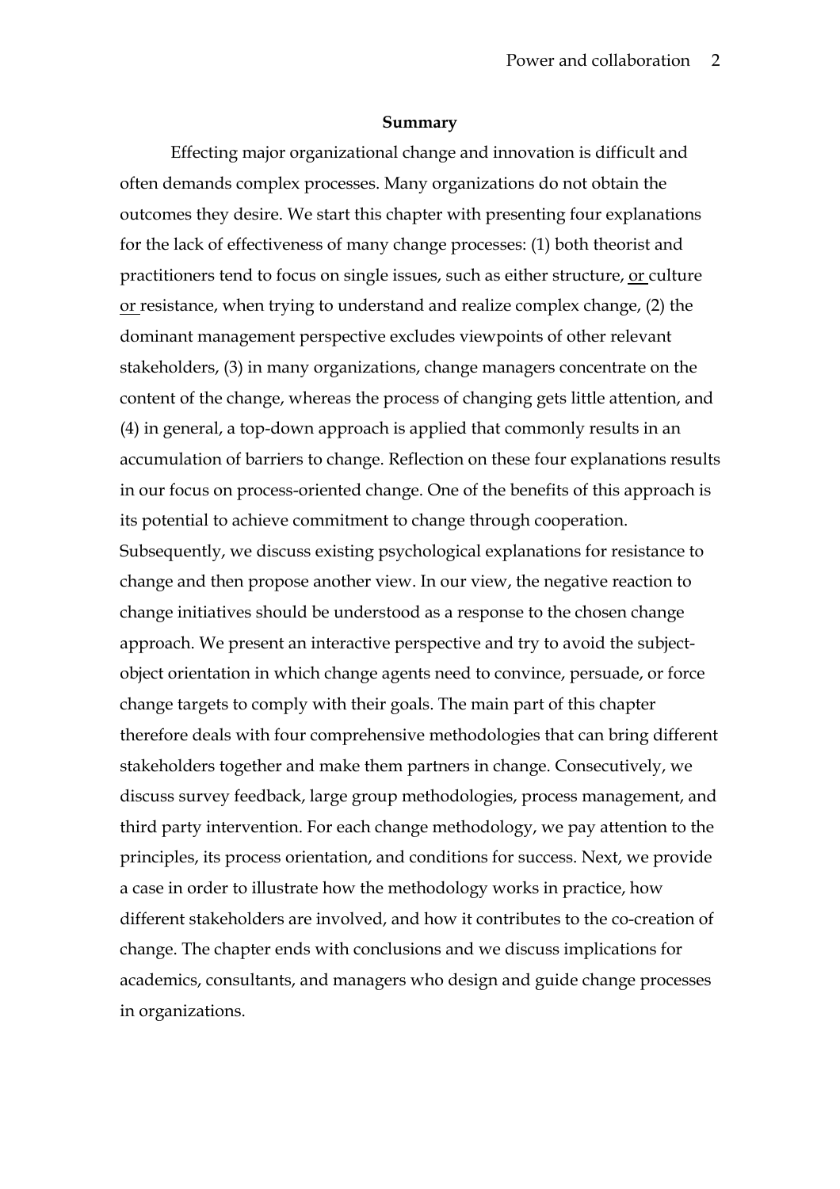**Summary**

Effecting major organizational change and innovation is difficult and often demands complex processes. Many organizations do not obtain the outcomes they desire. We start this chapter with presenting four explanations for the lack of effectiveness of many change processes: (1) both theorist and practitioners tend to focus on single issues, such as either structure, or culture or resistance, when trying to understand and realize complex change, (2) the dominant management perspective excludes viewpoints of other relevant stakeholders, (3) in many organizations, change managers concentrate on the content of the change, whereas the process of changing gets little attention, and (4) in general, a top-down approach is applied that commonly results in an accumulation of barriers to change. Reflection on these four explanations results in our focus on process-oriented change. One of the benefits of this approach is its potential to achieve commitment to change through cooperation. Subsequently, we discuss existing psychological explanations for resistance to change and then propose another view. In our view, the negative reaction to change initiatives should be understood as a response to the chosen change approach. We present an interactive perspective and try to avoid the subject-object orientation in which change agents need to convince, persuade, or force change targets to comply with their goals. The main part of this chapter therefore deals with four comprehensive methodologies that can bring different stakeholders together and make them partners in change. Consecutively, we discuss survey feedback, large group methodologies, process management, and third party intervention. For each change methodology, we pay attention to the principles, its process orientation, and conditions for success. Next, we provide a case in order to illustrate how the methodology works in practice, how different stakeholders are involved, and how it contributes to the co-creation of change. The chapter ends with conclusions and we discuss implications for academics, consultants, and managers who design and guide change processes in organizations.